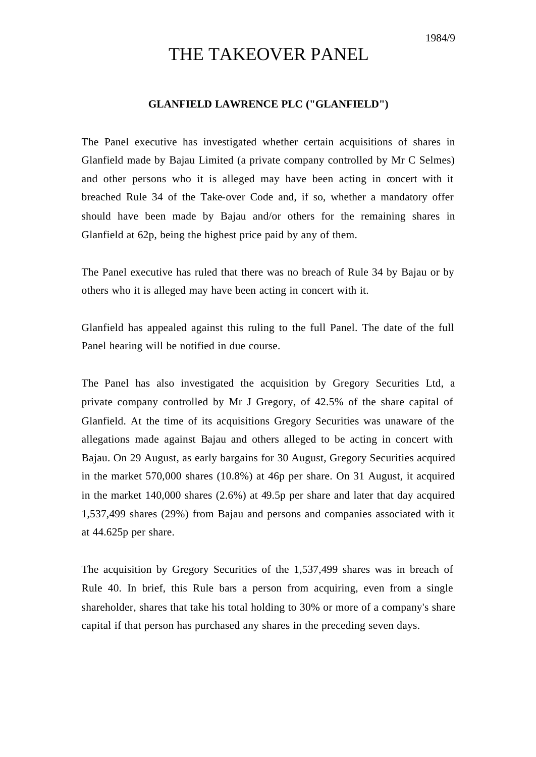1984/9

# THE TAKEOVER PANEL

## GLANFIELD LAWRENCE PLC ("GLANFIELD")

The Panel executive has investigated whether certain acquisitions of shares in Glanfield made by Bajau Limited (a private company controlled by Mr C Selmes) and other persons who it is alleged may have been acting in concert with it breached Rule 34 of the Take-over Code and, if so, whether a mandatory offer should have been made by Bajau and/or others for the remaining shares in Glanfield at 62p, being the highest price paid by any of them.

The Panel executive has ruled that there was no breach of Rule 34 by Bajau or by others who it is alleged may have been acting in concert with it.

Glanfield has appealed against this ruling to the full Panel. The date of the full Panel hearing will be notified in due course.

The Panel has also investigated the acquisition by Gregory Securities Ltd, a private company controlled by Mr J Gregory, of 42.5% of the share capital of Glanfield. At the time of its acquisitions Gregory Securities was unaware of the allegations made against Bajau and others alleged to be acting in concert with Bajau. On 29 August, as early bargains for 30 August, Gregory Securities acquired in the market 570,000 shares (10.8%) at 46p per share. On 31 August, it acquired in the market 140,000 shares (2.6%) at 49.5p per share and later that day acquired 1,537,499 shares (29%) from Bajau and persons and companies associated with it at 44.625p per share.

The acquisition by Gregory Securities of the 1,537,499 shares was in breach of Rule 40. In brief, this Rule bars a person from acquiring, even from a single shareholder, shares that take his total holding to 30% or more of a company's share capital if that person has purchased any shares in the preceding seven days.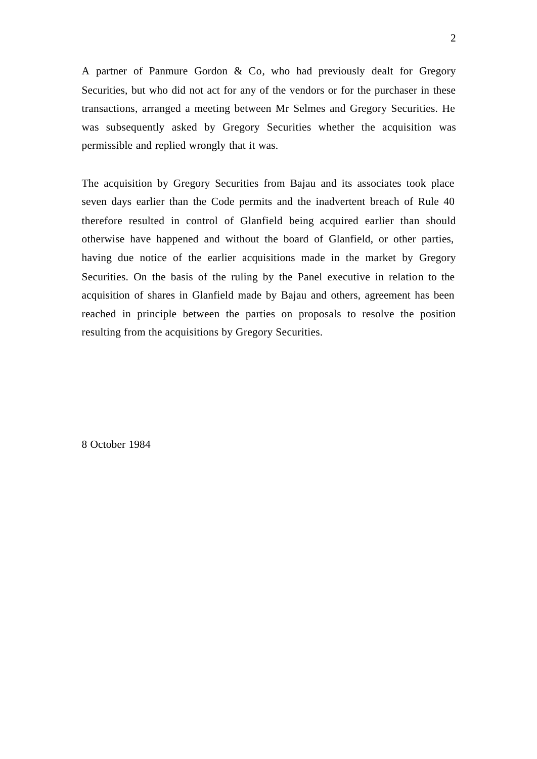A partner of Panmure Gordon & Co, who had previously dealt for Gregory Securities, but who did not act for any of the vendors or for the purchaser in these transactions, arranged a meeting between Mr Selmes and Gregory Securities. He was subsequently asked by Gregory Securities whether the acquisition was permissible and replied wrongly that it was.

The acquisition by Gregory Securities from Bajau and its associates took place seven days earlier than the Code permits and the inadvertent breach of Rule 40 therefore resulted in control of Glanfield being acquired earlier than should otherwise have happened and without the board of Glanfield, or other parties, having due notice of the earlier acquisitions made in the market by Gregory Securities. On the basis of the ruling by the Panel executive in relation to the acquisition of shares in Glanfield made by Bajau and others, agreement has been reached in principle between the parties on proposals to resolve the position resulting from the acquisitions by Gregory Securities.

8 October 1984